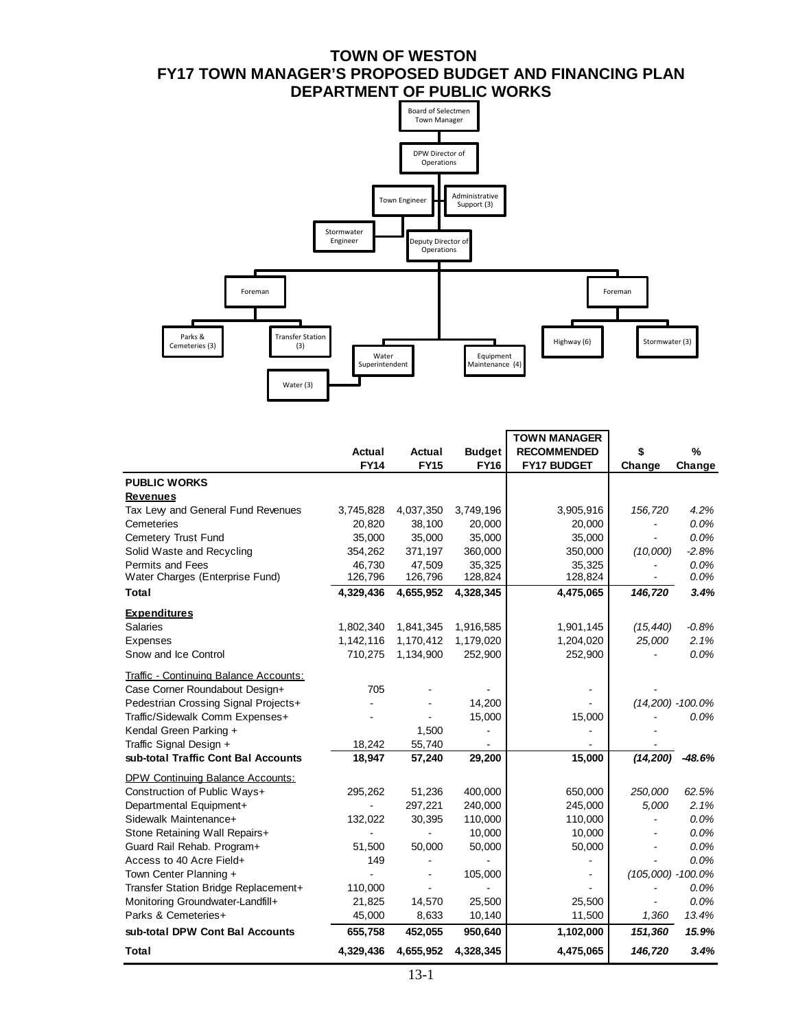# TOWN OF WESTON
## FY17 TOWN MANAGER'S PROPOSED BUDGET AND FINANCING PLAN
## DEPARTMENT OF PUBLIC WORKS

- Board of Selectmen / Town Manager
  - DPW Director of Operations
    - Town Engineer
      - Stormwater Engineer
    - Administrative Support (3)
    - Deputy Director of Operations
      - Foreman
        - Parks & Cemeteries (3)
        - Transfer Station (3)
      - Water Superintendent
        - Water (3)
      - Equipment Maintenance (4)
      - Foreman
        - Highway (6)
        - Stormwater (3)

| | Actual FY14 | Actual FY15 | Budget FY16 | TOWN MANAGER RECOMMENDED FY17 BUDGET | $ Change | % Change |
|---|---|---|---|---|---|---|
| **PUBLIC WORKS** | | | | | | |
| **Revenues** | | | | | | |
| Tax Levy and General Fund Revenues | 3,745,828 | 4,037,350 | 3,749,196 | 3,905,916 | *156,720* | *4.2%* |
| Cemeteries | 20,820 | 38,100 | 20,000 | 20,000 | - | *0.0%* |
| Cemetery Trust Fund | 35,000 | 35,000 | 35,000 | 35,000 | - | *0.0%* |
| Solid Waste and Recycling | 354,262 | 371,197 | 360,000 | 350,000 | *(10,000)* | *-2.8%* |
| Permits and Fees | 46,730 | 47,509 | 35,325 | 35,325 | - | *0.0%* |
| Water Charges (Enterprise Fund) | 126,796 | 126,796 | 128,824 | 128,824 | - | *0.0%* |
| **Total** | **4,329,436** | **4,655,952** | **4,328,345** | **4,475,065** | ***146,720*** | ***3.4%*** |
| **Expenditures** | | | | | | |
| Salaries | 1,802,340 | 1,841,345 | 1,916,585 | 1,901,145 | *(15,440)* | *-0.8%* |
| Expenses | 1,142,116 | 1,170,412 | 1,179,020 | 1,204,020 | *25,000* | *2.1%* |
| Snow and Ice Control | 710,275 | 1,134,900 | 252,900 | 252,900 | - | *0.0%* |
| Traffic - Continuing Balance Accounts: | | | | | | |
| Case Corner Roundabout Design+ | 705 | - | - | - | - | |
| Pedestrian Crossing Signal Projects+ | - | - | 14,200 | - | *(14,200)* | *-100.0%* |
| Traffic/Sidewalk Comm Expenses+ | - | - | 15,000 | 15,000 | - | *0.0%* |
| Kendal Green Parking + | | 1,500 | - | - | - | |
| Traffic Signal Design + | 18,242 | 55,740 | - | - | - | |
| **sub-total Traffic Cont Bal Accounts** | **18,947** | **57,240** | **29,200** | **15,000** | ***(14,200)*** | ***-48.6%*** |
| DPW Continuing Balance Accounts: | | | | | | |
| Construction of Public Ways+ | 295,262 | 51,236 | 400,000 | 650,000 | *250,000* | *62.5%* |
| Departmental Equipment+ | - | 297,221 | 240,000 | 245,000 | *5,000* | *2.1%* |
| Sidewalk Maintenance+ | 132,022 | 30,395 | 110,000 | 110,000 | - | *0.0%* |
| Stone Retaining Wall Repairs+ | - | - | 10,000 | 10,000 | - | *0.0%* |
| Guard Rail Rehab. Program+ | 51,500 | 50,000 | 50,000 | 50,000 | - | *0.0%* |
| Access to 40 Acre Field+ | 149 | - | - | - | - | *0.0%* |
| Town Center Planning + | - | - | 105,000 | - | *(105,000)* | *-100.0%* |
| Transfer Station Bridge Replacement+ | 110,000 | - | - | - | - | *0.0%* |
| Monitoring Groundwater-Landfill+ | 21,825 | 14,570 | 25,500 | 25,500 | - | *0.0%* |
| Parks & Cemeteries+ | 45,000 | 8,633 | 10,140 | 11,500 | *1,360* | *13.4%* |
| **sub-total DPW Cont Bal Accounts** | **655,758** | **452,055** | **950,640** | **1,102,000** | ***151,360*** | ***15.9%*** |
| **Total** | **4,329,436** | **4,655,952** | **4,328,345** | **4,475,065** | ***146,720*** | ***3.4%*** |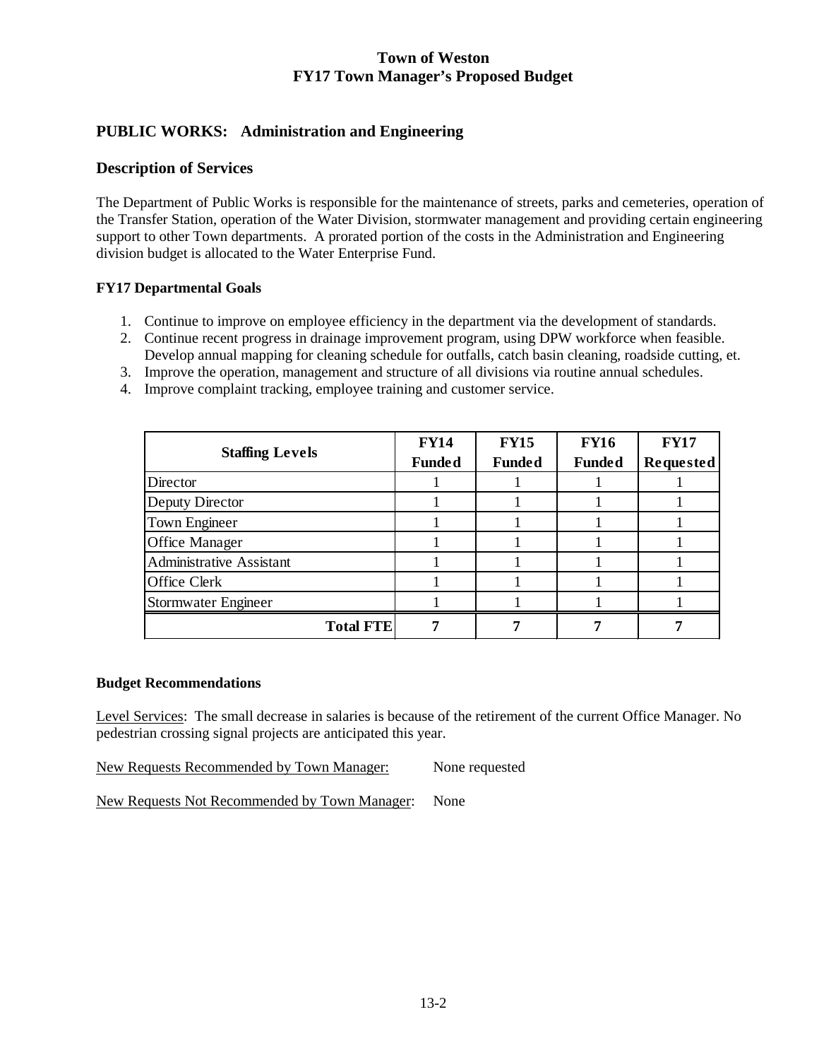## Town of Weston
## FY17 Town Manager's Proposed Budget

## PUBLIC WORKS: Administration and Engineering

### Description of Services

The Department of Public Works is responsible for the maintenance of streets, parks and cemeteries, operation of the Transfer Station, operation of the Water Division, stormwater management and providing certain engineering support to other Town departments. A prorated portion of the costs in the Administration and Engineering division budget is allocated to the Water Enterprise Fund.

**FY17 Departmental Goals**

1. Continue to improve on employee efficiency in the department via the development of standards.
2. Continue recent progress in drainage improvement program, using DPW workforce when feasible. Develop annual mapping for cleaning schedule for outfalls, catch basin cleaning, roadside cutting, et.
3. Improve the operation, management and structure of all divisions via routine annual schedules.
4. Improve complaint tracking, employee training and customer service.

| Staffing Levels | FY14 Funded | FY15 Funded | FY16 Funded | FY17 Requested |
|---|---|---|---|---|
| Director | 1 | 1 | 1 | 1 |
| Deputy Director | 1 | 1 | 1 | 1 |
| Town Engineer | 1 | 1 | 1 | 1 |
| Office Manager | 1 | 1 | 1 | 1 |
| Administrative Assistant | 1 | 1 | 1 | 1 |
| Office Clerk | 1 | 1 | 1 | 1 |
| Stormwater Engineer | 1 | 1 | 1 | 1 |
| **Total FTE** | **7** | **7** | **7** | **7** |

**Budget Recommendations**

Level Services: The small decrease in salaries is because of the retirement of the current Office Manager. No pedestrian crossing signal projects are anticipated this year.

New Requests Recommended by Town Manager: None requested

New Requests Not Recommended by Town Manager: None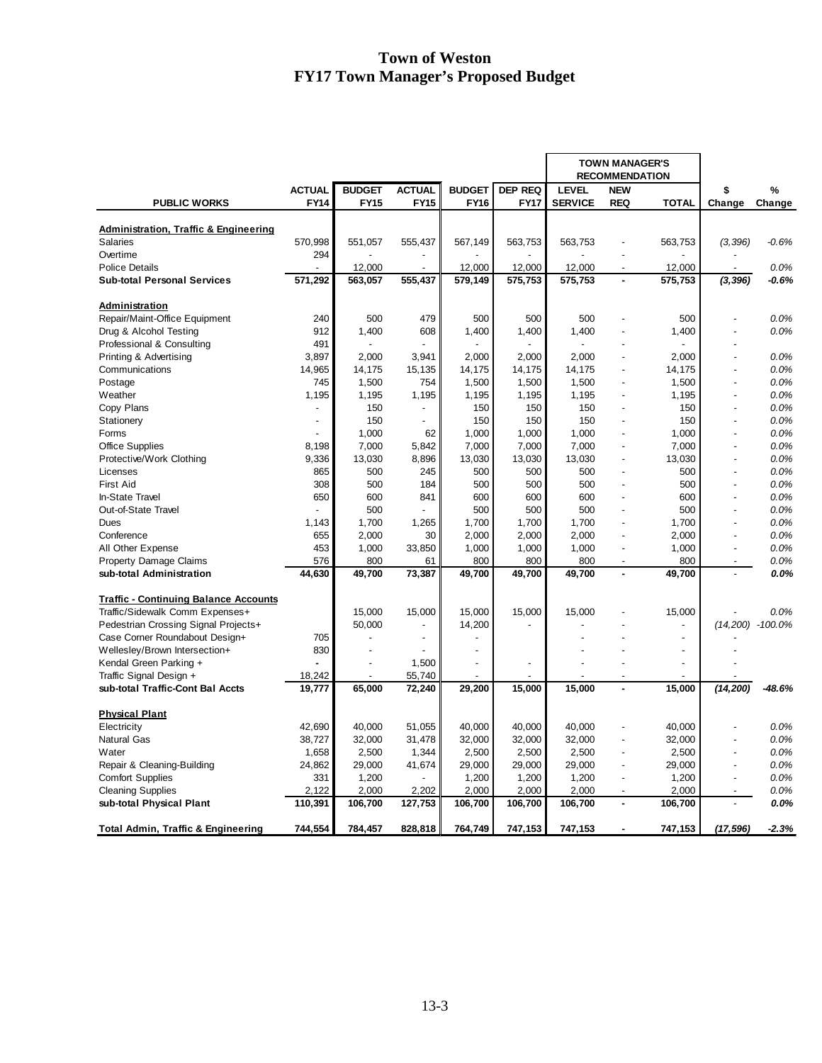# Town of Weston
# FY17 Town Manager's Proposed Budget

| PUBLIC WORKS | ACTUAL FY14 | BUDGET FY15 | ACTUAL FY15 | BUDGET FY16 | DEP REQ FY17 | TOWN MANAGER'S RECOMMENDATION LEVEL SERVICE | NEW REQ | TOTAL | $ Change | % Change |
|---|---|---|---|---|---|---|---|---|---|---|
| **Administration, Traffic & Engineering** | | | | | | | | | | |
| Salaries | 570,998 | 551,057 | 555,437 | 567,149 | 563,753 | 563,753 | - | 563,753 | *(3,396)* | *-0.6%* |
| Overtime | 294 | - | - | - | - | - | - | - | - | |
| Police Details | - | 12,000 | - | 12,000 | 12,000 | 12,000 | - | 12,000 | - | *0.0%* |
| **Sub-total Personal Services** | **571,292** | **563,057** | **555,437** | **579,149** | **575,753** | **575,753** | **-** | **575,753** | ***(3,396)*** | ***-0.6%*** |
| **Administration** | | | | | | | | | | |
| Repair/Maint-Office Equipment | 240 | 500 | 479 | 500 | 500 | 500 | - | 500 | - | *0.0%* |
| Drug & Alcohol Testing | 912 | 1,400 | 608 | 1,400 | 1,400 | 1,400 | - | 1,400 | - | *0.0%* |
| Professional & Consulting | 491 | - | - | - | - | - | - | - | - | |
| Printing & Advertising | 3,897 | 2,000 | 3,941 | 2,000 | 2,000 | 2,000 | - | 2,000 | - | *0.0%* |
| Communications | 14,965 | 14,175 | 15,135 | 14,175 | 14,175 | 14,175 | - | 14,175 | - | *0.0%* |
| Postage | 745 | 1,500 | 754 | 1,500 | 1,500 | 1,500 | - | 1,500 | - | *0.0%* |
| Weather | 1,195 | 1,195 | 1,195 | 1,195 | 1,195 | 1,195 | - | 1,195 | - | *0.0%* |
| Copy Plans | - | 150 | - | 150 | 150 | 150 | - | 150 | - | *0.0%* |
| Stationery | - | 150 | - | 150 | 150 | 150 | - | 150 | - | *0.0%* |
| Forms | - | 1,000 | 62 | 1,000 | 1,000 | 1,000 | - | 1,000 | - | *0.0%* |
| Office Supplies | 8,198 | 7,000 | 5,842 | 7,000 | 7,000 | 7,000 | - | 7,000 | - | *0.0%* |
| Protective/Work Clothing | 9,336 | 13,030 | 8,896 | 13,030 | 13,030 | 13,030 | - | 13,030 | - | *0.0%* |
| Licenses | 865 | 500 | 245 | 500 | 500 | 500 | - | 500 | - | *0.0%* |
| First Aid | 308 | 500 | 184 | 500 | 500 | 500 | - | 500 | - | *0.0%* |
| In-State Travel | 650 | 600 | 841 | 600 | 600 | 600 | - | 600 | - | *0.0%* |
| Out-of-State Travel | - | 500 | - | 500 | 500 | 500 | - | 500 | - | *0.0%* |
| Dues | 1,143 | 1,700 | 1,265 | 1,700 | 1,700 | 1,700 | - | 1,700 | - | *0.0%* |
| Conference | 655 | 2,000 | 30 | 2,000 | 2,000 | 2,000 | - | 2,000 | - | *0.0%* |
| All Other Expense | 453 | 1,000 | 33,850 | 1,000 | 1,000 | 1,000 | - | 1,000 | - | *0.0%* |
| Property Damage Claims | 576 | 800 | 61 | 800 | 800 | 800 | - | 800 | - | *0.0%* |
| **sub-total Administration** | **44,630** | **49,700** | **73,387** | **49,700** | **49,700** | **49,700** | **-** | **49,700** | **-** | ***0.0%*** |
| **Traffic - Continuing Balance Accounts** | | | | | | | | | | |
| Traffic/Sidewalk Comm Expenses+ | | 15,000 | 15,000 | 15,000 | 15,000 | 15,000 | - | 15,000 | - | *0.0%* |
| Pedestrian Crossing Signal Projects+ | | 50,000 | - | 14,200 | - | - | - | - | *(14,200)* | *-100.0%* |
| Case Corner Roundabout Design+ | 705 | - | - | - | | - | - | - | - | |
| Wellesley/Brown Intersection+ | 830 | - | - | - | | - | - | - | - | |
| Kendal Green Parking + | - | - | 1,500 | - | - | - | - | - | - | |
| Traffic Signal Design + | 18,242 | - | 55,740 | - | - | - | - | - | - | |
| **sub-total Traffic-Cont Bal Accts** | **19,777** | **65,000** | **72,240** | **29,200** | **15,000** | **15,000** | **-** | **15,000** | ***(14,200)*** | ***-48.6%*** |
| **Physical Plant** | | | | | | | | | | |
| Electricity | 42,690 | 40,000 | 51,055 | 40,000 | 40,000 | 40,000 | - | 40,000 | - | *0.0%* |
| Natural Gas | 38,727 | 32,000 | 31,478 | 32,000 | 32,000 | 32,000 | - | 32,000 | - | *0.0%* |
| Water | 1,658 | 2,500 | 1,344 | 2,500 | 2,500 | 2,500 | - | 2,500 | - | *0.0%* |
| Repair & Cleaning-Building | 24,862 | 29,000 | 41,674 | 29,000 | 29,000 | 29,000 | - | 29,000 | - | *0.0%* |
| Comfort Supplies | 331 | 1,200 | - | 1,200 | 1,200 | 1,200 | - | 1,200 | - | *0.0%* |
| Cleaning Supplies | 2,122 | 2,000 | 2,202 | 2,000 | 2,000 | 2,000 | - | 2,000 | - | *0.0%* |
| **sub-total Physical Plant** | **110,391** | **106,700** | **127,753** | **106,700** | **106,700** | **106,700** | **-** | **106,700** | **-** | ***0.0%*** |
| **Total Admin, Traffic & Engineering** | **744,554** | **784,457** | **828,818** | **764,749** | **747,153** | **747,153** | **-** | **747,153** | ***(17,596)*** | ***-2.3%*** |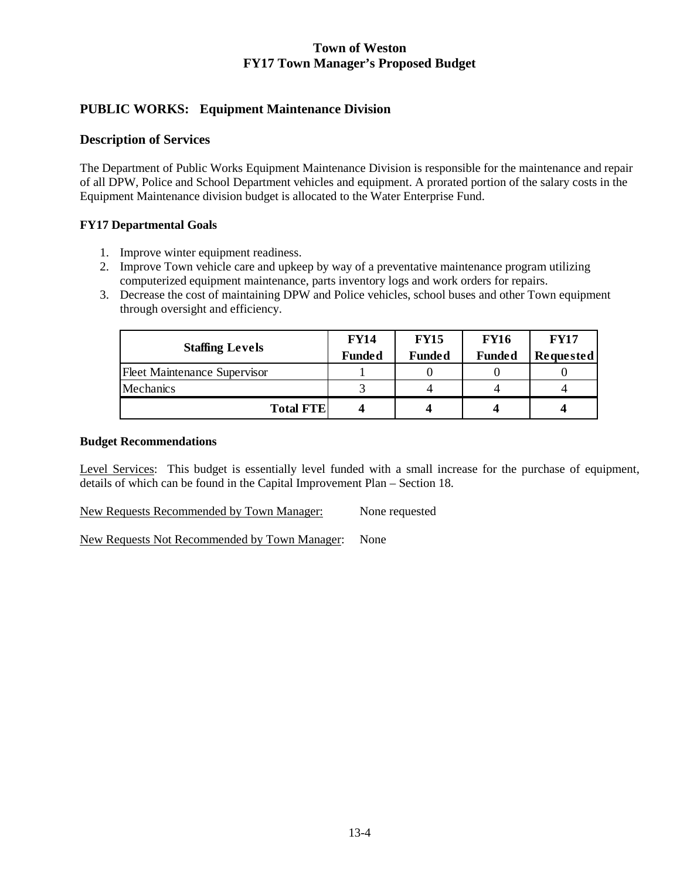# Town of Weston
# FY17 Town Manager's Proposed Budget

## PUBLIC WORKS: Equipment Maintenance Division

### Description of Services

The Department of Public Works Equipment Maintenance Division is responsible for the maintenance and repair of all DPW, Police and School Department vehicles and equipment. A prorated portion of the salary costs in the Equipment Maintenance division budget is allocated to the Water Enterprise Fund.

#### FY17 Departmental Goals

1. Improve winter equipment readiness.
2. Improve Town vehicle care and upkeep by way of a preventative maintenance program utilizing computerized equipment maintenance, parts inventory logs and work orders for repairs.
3. Decrease the cost of maintaining DPW and Police vehicles, school buses and other Town equipment through oversight and efficiency.

| Staffing Levels | FY14 Funded | FY15 Funded | FY16 Funded | FY17 Requested |
|---|---|---|---|---|
| Fleet Maintenance Supervisor | 1 | 0 | 0 | 0 |
| Mechanics | 3 | 4 | 4 | 4 |
| **Total FTE** | **4** | **4** | **4** | **4** |

#### Budget Recommendations

Level Services: This budget is essentially level funded with a small increase for the purchase of equipment, details of which can be found in the Capital Improvement Plan – Section 18.

New Requests Recommended by Town Manager: None requested

New Requests Not Recommended by Town Manager: None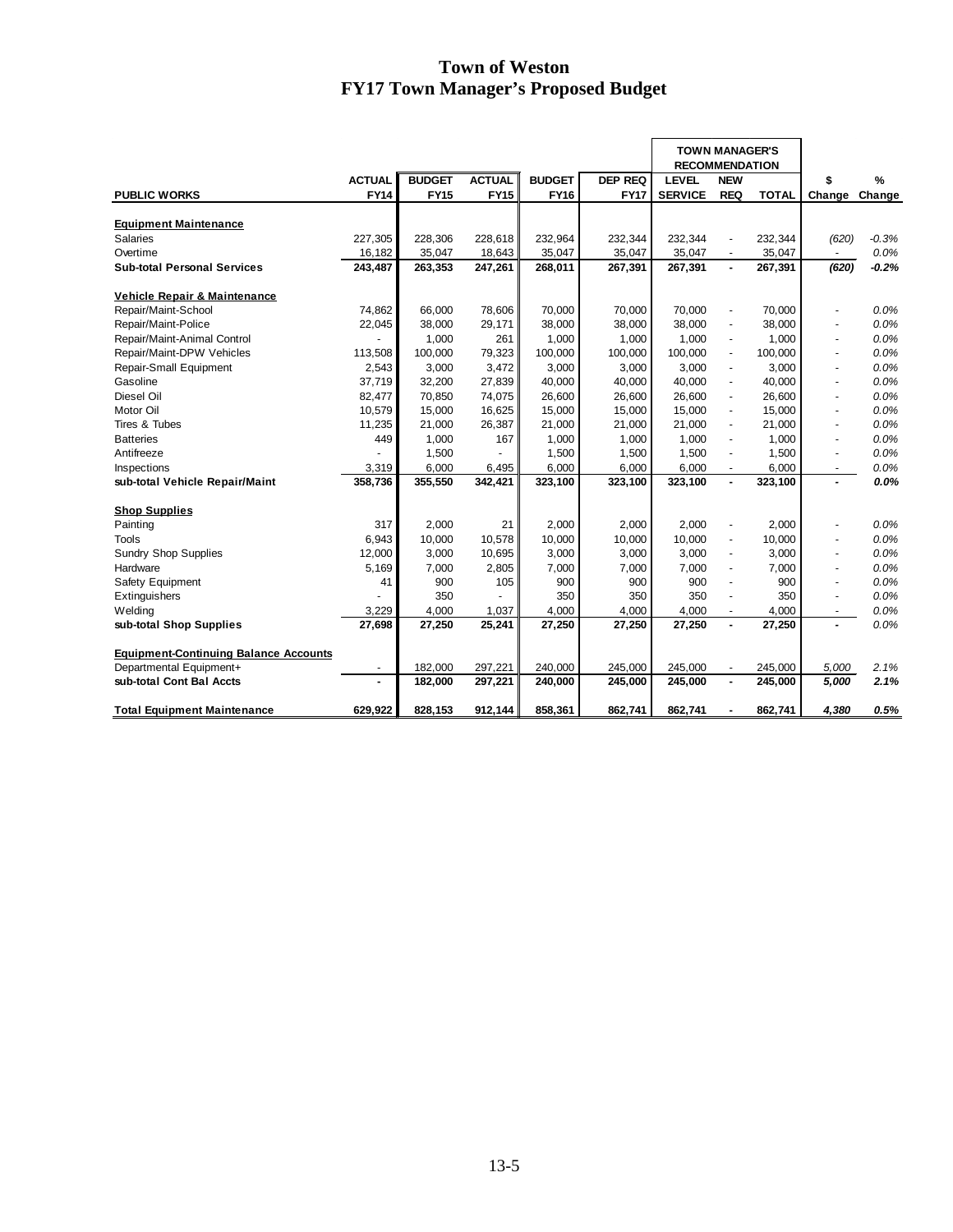# Town of Weston
## FY17 Town Manager's Proposed Budget

| PUBLIC WORKS | ACTUAL FY14 | BUDGET FY15 | ACTUAL FY15 | BUDGET FY16 | DEP REQ FY17 | TOWN MANAGER'S RECOMMENDATION LEVEL SERVICE | NEW REQ | TOTAL | $ Change | % Change |
|---|---|---|---|---|---|---|---|---|---|---|
| **Equipment Maintenance** | | | | | | | | | | |
| Salaries | 227,305 | 228,306 | 228,618 | 232,964 | 232,344 | 232,344 | - | 232,344 | *(620)* | *-0.3%* |
| Overtime | 16,182 | 35,047 | 18,643 | 35,047 | 35,047 | 35,047 | - | 35,047 | - | *0.0%* |
| **Sub-total Personal Services** | **243,487** | **263,353** | **247,261** | **268,011** | **267,391** | **267,391** | **-** | **267,391** | ***(620)*** | ***-0.2%*** |
| **Vehicle Repair & Maintenance** | | | | | | | | | | |
| Repair/Maint-School | 74,862 | 66,000 | 78,606 | 70,000 | 70,000 | 70,000 | - | 70,000 | - | *0.0%* |
| Repair/Maint-Police | 22,045 | 38,000 | 29,171 | 38,000 | 38,000 | 38,000 | - | 38,000 | - | *0.0%* |
| Repair/Maint-Animal Control | - | 1,000 | 261 | 1,000 | 1,000 | 1,000 | - | 1,000 | - | *0.0%* |
| Repair/Maint-DPW Vehicles | 113,508 | 100,000 | 79,323 | 100,000 | 100,000 | 100,000 | - | 100,000 | - | *0.0%* |
| Repair-Small Equipment | 2,543 | 3,000 | 3,472 | 3,000 | 3,000 | 3,000 | - | 3,000 | - | *0.0%* |
| Gasoline | 37,719 | 32,200 | 27,839 | 40,000 | 40,000 | 40,000 | - | 40,000 | - | *0.0%* |
| Diesel Oil | 82,477 | 70,850 | 74,075 | 26,600 | 26,600 | 26,600 | - | 26,600 | - | *0.0%* |
| Motor Oil | 10,579 | 15,000 | 16,625 | 15,000 | 15,000 | 15,000 | - | 15,000 | - | *0.0%* |
| Tires & Tubes | 11,235 | 21,000 | 26,387 | 21,000 | 21,000 | 21,000 | - | 21,000 | - | *0.0%* |
| Batteries | 449 | 1,000 | 167 | 1,000 | 1,000 | 1,000 | - | 1,000 | - | *0.0%* |
| Antifreeze | - | 1,500 | - | 1,500 | 1,500 | 1,500 | - | 1,500 | - | *0.0%* |
| Inspections | 3,319 | 6,000 | 6,495 | 6,000 | 6,000 | 6,000 | - | 6,000 | - | *0.0%* |
| **sub-total Vehicle Repair/Maint** | **358,736** | **355,550** | **342,421** | **323,100** | **323,100** | **323,100** | **-** | **323,100** | **-** | ***0.0%*** |
| **Shop Supplies** | | | | | | | | | | |
| Painting | 317 | 2,000 | 21 | 2,000 | 2,000 | 2,000 | - | 2,000 | - | *0.0%* |
| Tools | 6,943 | 10,000 | 10,578 | 10,000 | 10,000 | 10,000 | - | 10,000 | - | *0.0%* |
| Sundry Shop Supplies | 12,000 | 3,000 | 10,695 | 3,000 | 3,000 | 3,000 | - | 3,000 | - | *0.0%* |
| Hardware | 5,169 | 7,000 | 2,805 | 7,000 | 7,000 | 7,000 | - | 7,000 | - | *0.0%* |
| Safety Equipment | 41 | 900 | 105 | 900 | 900 | 900 | - | 900 | - | *0.0%* |
| Extinguishers | - | 350 | - | 350 | 350 | 350 | - | 350 | - | *0.0%* |
| Welding | 3,229 | 4,000 | 1,037 | 4,000 | 4,000 | 4,000 | - | 4,000 | - | *0.0%* |
| **sub-total Shop Supplies** | **27,698** | **27,250** | **25,241** | **27,250** | **27,250** | **27,250** | **-** | **27,250** | **-** | *0.0%* |
| **Equipment-Continuing Balance Accounts** | | | | | | | | | | |
| Departmental Equipment+ | - | 182,000 | 297,221 | 240,000 | 245,000 | 245,000 | - | 245,000 | *5,000* | *2.1%* |
| **sub-total Cont Bal Accts** | **-** | **182,000** | **297,221** | **240,000** | **245,000** | **245,000** | **-** | **245,000** | ***5,000*** | ***2.1%*** |
| **Total Equipment Maintenance** | **629,922** | **828,153** | **912,144** | **858,361** | **862,741** | **862,741** | **-** | **862,741** | ***4,380*** | ***0.5%*** |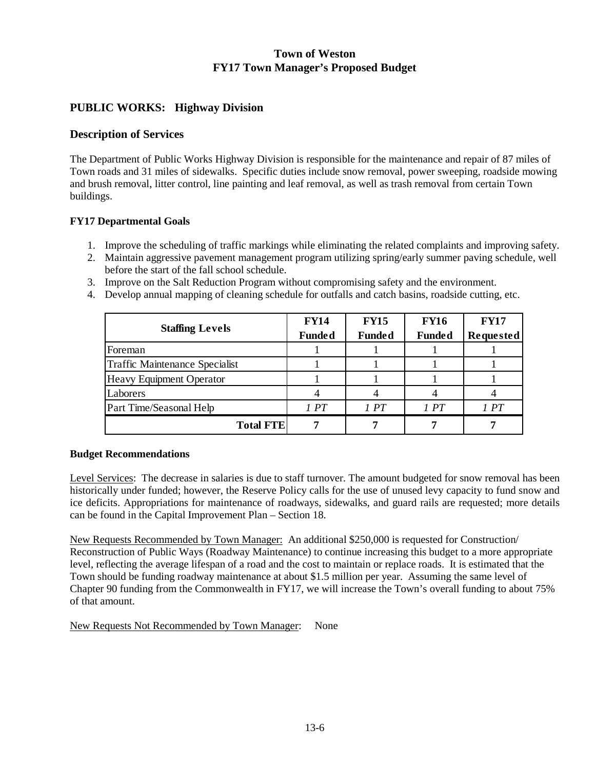# Town of Weston
# FY17 Town Manager's Proposed Budget

## PUBLIC WORKS: Highway Division

### Description of Services

The Department of Public Works Highway Division is responsible for the maintenance and repair of 87 miles of Town roads and 31 miles of sidewalks. Specific duties include snow removal, power sweeping, roadside mowing and brush removal, litter control, line painting and leaf removal, as well as trash removal from certain Town buildings.

**FY17 Departmental Goals**

1. Improve the scheduling of traffic markings while eliminating the related complaints and improving safety.
2. Maintain aggressive pavement management program utilizing spring/early summer paving schedule, well before the start of the fall school schedule.
3. Improve on the Salt Reduction Program without compromising safety and the environment.
4. Develop annual mapping of cleaning schedule for outfalls and catch basins, roadside cutting, etc.

| Staffing Levels | FY14 Funded | FY15 Funded | FY16 Funded | FY17 Requested |
|---|---|---|---|---|
| Foreman | 1 | 1 | 1 | 1 |
| Traffic Maintenance Specialist | 1 | 1 | 1 | 1 |
| Heavy Equipment Operator | 1 | 1 | 1 | 1 |
| Laborers | 4 | 4 | 4 | 4 |
| Part Time/Seasonal Help | *1 PT* | *1 PT* | *1 PT* | *1 PT* |
| **Total FTE** | **7** | **7** | **7** | **7** |

**Budget Recommendations**

Level Services: The decrease in salaries is due to staff turnover. The amount budgeted for snow removal has been historically under funded; however, the Reserve Policy calls for the use of unused levy capacity to fund snow and ice deficits. Appropriations for maintenance of roadways, sidewalks, and guard rails are requested; more details can be found in the Capital Improvement Plan – Section 18.

New Requests Recommended by Town Manager: An additional $250,000 is requested for Construction/ Reconstruction of Public Ways (Roadway Maintenance) to continue increasing this budget to a more appropriate level, reflecting the average lifespan of a road and the cost to maintain or replace roads. It is estimated that the Town should be funding roadway maintenance at about $1.5 million per year. Assuming the same level of Chapter 90 funding from the Commonwealth in FY17, we will increase the Town's overall funding to about 75% of that amount.

New Requests Not Recommended by Town Manager: None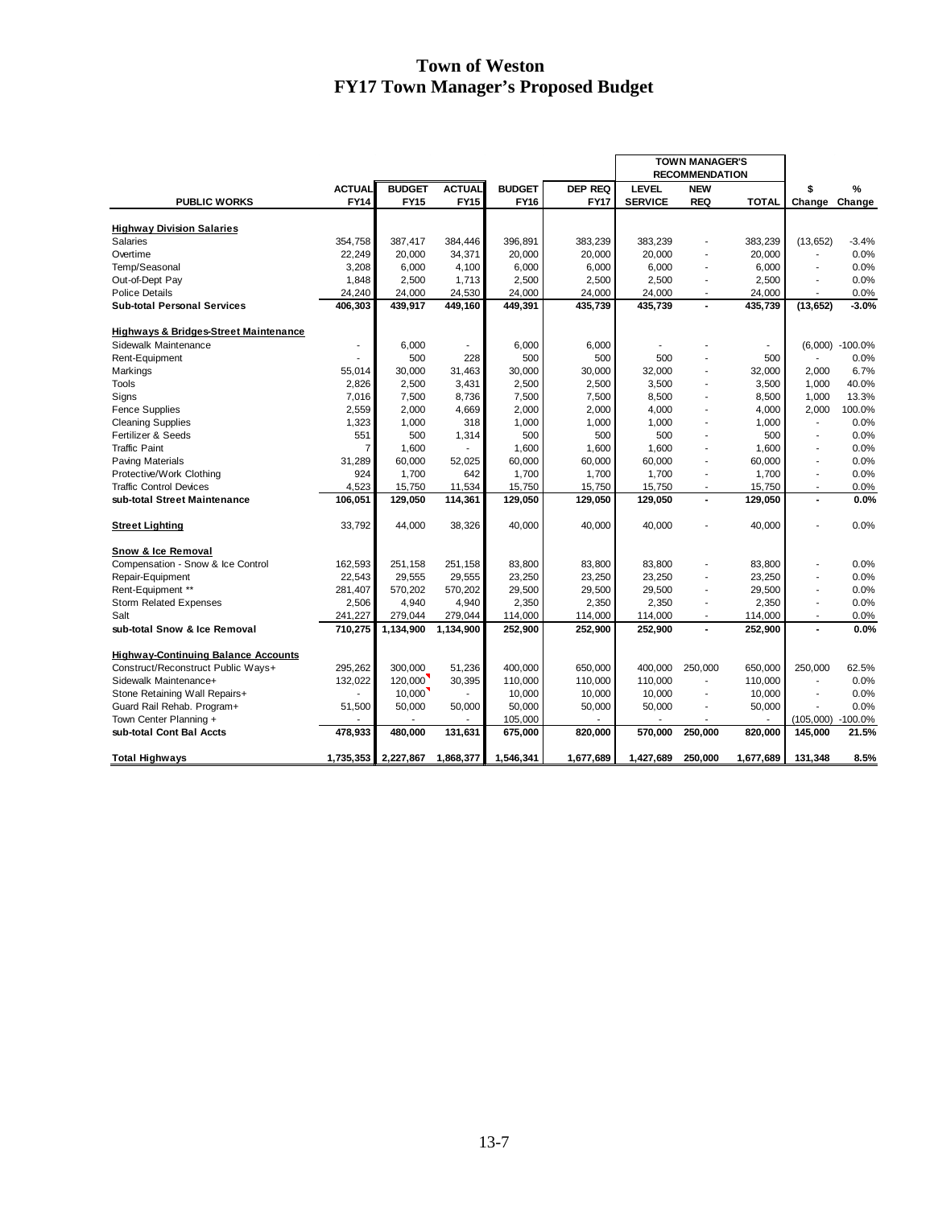# Town of Weston
## FY17 Town Manager's Proposed Budget

| PUBLIC WORKS | ACTUAL FY14 | BUDGET FY15 | ACTUAL FY15 | BUDGET FY16 | DEP REQ FY17 | TOWN MANAGER'S RECOMMENDATION LEVEL SERVICE | NEW REQ | TOTAL | $ Change | % Change |
|---|---|---|---|---|---|---|---|---|---|---|
| **Highway Division Salaries** | | | | | | | | | | |
| Salaries | 354,758 | 387,417 | 384,446 | 396,891 | 383,239 | 383,239 | - | 383,239 | (13,652) | -3.4% |
| Overtime | 22,249 | 20,000 | 34,371 | 20,000 | 20,000 | 20,000 | - | 20,000 | - | 0.0% |
| Temp/Seasonal | 3,208 | 6,000 | 4,100 | 6,000 | 6,000 | 6,000 | - | 6,000 | - | 0.0% |
| Out-of-Dept Pay | 1,848 | 2,500 | 1,713 | 2,500 | 2,500 | 2,500 | - | 2,500 | - | 0.0% |
| Police Details | 24,240 | 24,000 | 24,530 | 24,000 | 24,000 | 24,000 | - | 24,000 | - | 0.0% |
| **Sub-total Personal Services** | **406,303** | **439,917** | **449,160** | **449,391** | **435,739** | **435,739** | **-** | **435,739** | **(13,652)** | **-3.0%** |
| **Highways & Bridges-Street Maintenance** | | | | | | | | | | |
| Sidewalk Maintenance | - | 6,000 | - | 6,000 | 6,000 | - | - | - | (6,000) | -100.0% |
| Rent-Equipment | - | 500 | 228 | 500 | 500 | 500 | - | 500 | - | 0.0% |
| Markings | 55,014 | 30,000 | 31,463 | 30,000 | 30,000 | 32,000 | - | 32,000 | 2,000 | 6.7% |
| Tools | 2,826 | 2,500 | 3,431 | 2,500 | 2,500 | 3,500 | - | 3,500 | 1,000 | 40.0% |
| Signs | 7,016 | 7,500 | 8,736 | 7,500 | 7,500 | 8,500 | - | 8,500 | 1,000 | 13.3% |
| Fence Supplies | 2,559 | 2,000 | 4,669 | 2,000 | 2,000 | 4,000 | - | 4,000 | 2,000 | 100.0% |
| Cleaning Supplies | 1,323 | 1,000 | 318 | 1,000 | 1,000 | 1,000 | - | 1,000 | - | 0.0% |
| Fertilizer & Seeds | 551 | 500 | 1,314 | 500 | 500 | 500 | - | 500 | - | 0.0% |
| Traffic Paint | 7 | 1,600 | - | 1,600 | 1,600 | 1,600 | - | 1,600 | - | 0.0% |
| Paving Materials | 31,289 | 60,000 | 52,025 | 60,000 | 60,000 | 60,000 | - | 60,000 | - | 0.0% |
| Protective/Work Clothing | 924 | 1,700 | 642 | 1,700 | 1,700 | 1,700 | - | 1,700 | - | 0.0% |
| Traffic Control Devices | 4,523 | 15,750 | 11,534 | 15,750 | 15,750 | 15,750 | - | 15,750 | - | 0.0% |
| **sub-total Street Maintenance** | **106,051** | **129,050** | **114,361** | **129,050** | **129,050** | **129,050** | **-** | **129,050** | **-** | **0.0%** |
| **Street Lighting** | 33,792 | 44,000 | 38,326 | 40,000 | 40,000 | 40,000 | - | 40,000 | - | 0.0% |
| **Snow & Ice Removal** | | | | | | | | | | |
| Compensation - Snow & Ice Control | 162,593 | 251,158 | 251,158 | 83,800 | 83,800 | 83,800 | - | 83,800 | - | 0.0% |
| Repair-Equipment | 22,543 | 29,555 | 29,555 | 23,250 | 23,250 | 23,250 | - | 23,250 | - | 0.0% |
| Rent-Equipment ** | 281,407 | 570,202 | 570,202 | 29,500 | 29,500 | 29,500 | - | 29,500 | - | 0.0% |
| Storm Related Expenses | 2,506 | 4,940 | 4,940 | 2,350 | 2,350 | 2,350 | - | 2,350 | - | 0.0% |
| Salt | 241,227 | 279,044 | 279,044 | 114,000 | 114,000 | 114,000 | - | 114,000 | - | 0.0% |
| **sub-total Snow & Ice Removal** | **710,275** | **1,134,900** | **1,134,900** | **252,900** | **252,900** | **252,900** | **-** | **252,900** | **-** | **0.0%** |
| **Highway-Continuing Balance Accounts** | | | | | | | | | | |
| Construct/Reconstruct Public Ways+ | 295,262 | 300,000 | 51,236 | 400,000 | 650,000 | 400,000 | 250,000 | 650,000 | 250,000 | 62.5% |
| Sidewalk Maintenance+ | 132,022 | 120,000 | 30,395 | 110,000 | 110,000 | 110,000 | - | 110,000 | - | 0.0% |
| Stone Retaining Wall Repairs+ | - | 10,000 | - | 10,000 | 10,000 | 10,000 | - | 10,000 | - | 0.0% |
| Guard Rail Rehab. Program+ | 51,500 | 50,000 | 50,000 | 50,000 | 50,000 | 50,000 | - | 50,000 | - | 0.0% |
| Town Center Planning + | - | - | - | 105,000 | - | - | - | - | (105,000) | -100.0% |
| **sub-total Cont Bal Accts** | **478,933** | **480,000** | **131,631** | **675,000** | **820,000** | **570,000** | **250,000** | **820,000** | **145,000** | **21.5%** |
| **Total Highways** | **1,735,353** | **2,227,867** | **1,868,377** | **1,546,341** | **1,677,689** | **1,427,689** | **250,000** | **1,677,689** | **131,348** | **8.5%** |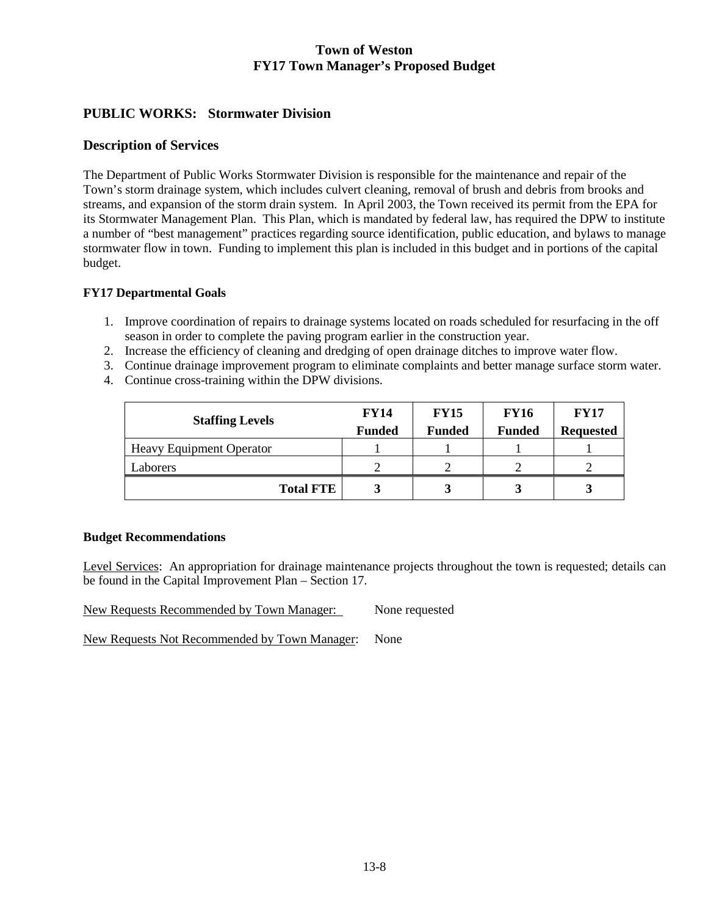## PUBLIC WORKS: Stormwater Division

## Description of Services

The Department of Public Works Stormwater Division is responsible for the maintenance and repair of the Town's storm drainage system, which includes culvert cleaning, removal of brush and debris from brooks and streams, and expansion of the storm drain system. In April 2003, the Town received its permit from the EPA for its Stormwater Management Plan. This Plan, which is mandated by federal law, has required the DPW to institute a number of "best management" practices regarding source identification, public education, and bylaws to manage stormwater flow in town. Funding to implement this plan is included in this budget and in portions of the capital budget.

### FY17 Departmental Goals

1. Improve coordination of repairs to drainage systems located on roads scheduled for resurfacing in the off season in order to complete the paving program earlier in the construction year.
2. Increase the efficiency of cleaning and dredging of open drainage ditches to improve water flow.
3. Continue drainage improvement program to eliminate complaints and better manage surface storm water.
4. Continue cross-training within the DPW divisions.

| Staffing Levels | FY14 Funded | FY15 Funded | FY16 Funded | FY17 Requested |
|---|---|---|---|---|
| Heavy Equipment Operator | 1 | 1 | 1 | 1 |
| Laborers | 2 | 2 | 2 | 2 |
| **Total FTE** | **3** | **3** | **3** | **3** |

### Budget Recommendations

Level Services: An appropriation for drainage maintenance projects throughout the town is requested; details can be found in the Capital Improvement Plan – Section 17.

New Requests Recommended by Town Manager: None requested

New Requests Not Recommended by Town Manager: None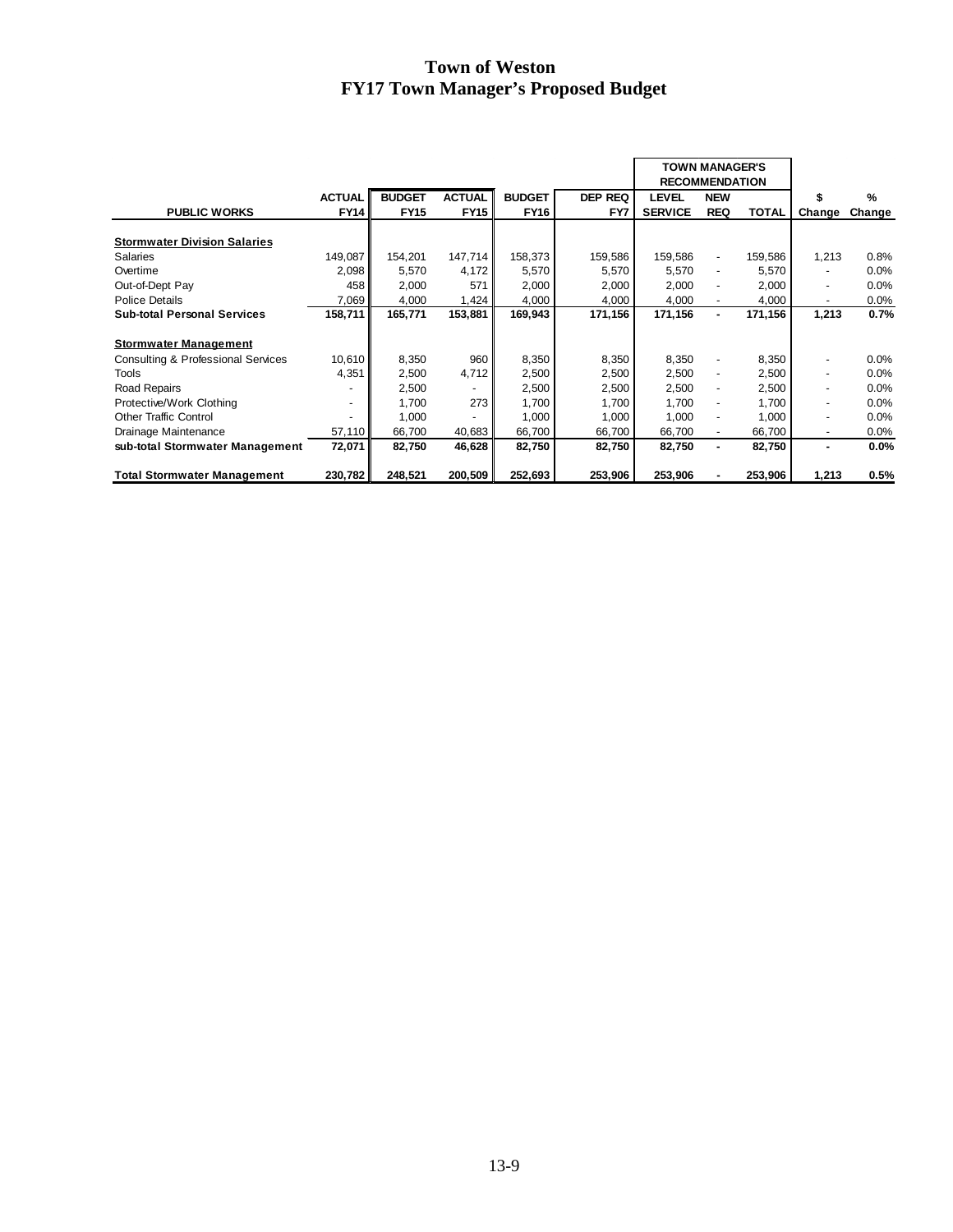# Town of Weston
## FY17 Town Manager's Proposed Budget

| PUBLIC WORKS | ACTUAL FY14 | BUDGET FY15 | ACTUAL FY15 | BUDGET FY16 | DEP REQ FY7 | TOWN MANAGER'S RECOMMENDATION LEVEL SERVICE | NEW REQ | TOTAL | $ Change | % Change |
|---|---|---|---|---|---|---|---|---|---|---|
| **Stormwater Division Salaries** | | | | | | | | | | |
| Salaries | 149,087 | 154,201 | 147,714 | 158,373 | 159,586 | 159,586 | - | 159,586 | 1,213 | 0.8% |
| Overtime | 2,098 | 5,570 | 4,172 | 5,570 | 5,570 | 5,570 | - | 5,570 | - | 0.0% |
| Out-of-Dept Pay | 458 | 2,000 | 571 | 2,000 | 2,000 | 2,000 | - | 2,000 | - | 0.0% |
| Police Details | 7,069 | 4,000 | 1,424 | 4,000 | 4,000 | 4,000 | - | 4,000 | - | 0.0% |
| **Sub-total Personal Services** | **158,711** | **165,771** | **153,881** | **169,943** | **171,156** | **171,156** | **-** | **171,156** | **1,213** | **0.7%** |
| **Stormwater Management** | | | | | | | | | | |
| Consulting & Professional Services | 10,610 | 8,350 | 960 | 8,350 | 8,350 | 8,350 | - | 8,350 | - | 0.0% |
| Tools | 4,351 | 2,500 | 4,712 | 2,500 | 2,500 | 2,500 | - | 2,500 | - | 0.0% |
| Road Repairs | - | 2,500 | - | 2,500 | 2,500 | 2,500 | - | 2,500 | - | 0.0% |
| Protective/Work Clothing | - | 1,700 | 273 | 1,700 | 1,700 | 1,700 | - | 1,700 | - | 0.0% |
| Other Traffic Control | - | 1,000 | - | 1,000 | 1,000 | 1,000 | - | 1,000 | - | 0.0% |
| Drainage Maintenance | 57,110 | 66,700 | 40,683 | 66,700 | 66,700 | 66,700 | - | 66,700 | - | 0.0% |
| **sub-total Stormwater Management** | **72,071** | **82,750** | **46,628** | **82,750** | **82,750** | **82,750** | **-** | **82,750** | **-** | **0.0%** |
| **Total Stormwater Management** | **230,782** | **248,521** | **200,509** | **252,693** | **253,906** | **253,906** | **-** | **253,906** | **1,213** | **0.5%** |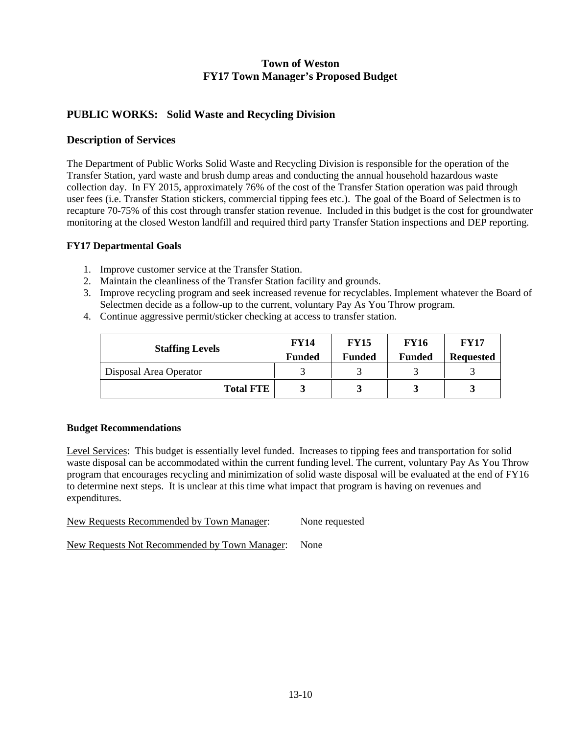# Town of Weston
## FY17 Town Manager's Proposed Budget

## PUBLIC WORKS: Solid Waste and Recycling Division

### Description of Services

The Department of Public Works Solid Waste and Recycling Division is responsible for the operation of the Transfer Station, yard waste and brush dump areas and conducting the annual household hazardous waste collection day. In FY 2015, approximately 76% of the cost of the Transfer Station operation was paid through user fees (i.e. Transfer Station stickers, commercial tipping fees etc.). The goal of the Board of Selectmen is to recapture 70-75% of this cost through transfer station revenue. Included in this budget is the cost for groundwater monitoring at the closed Weston landfill and required third party Transfer Station inspections and DEP reporting.

**FY17 Departmental Goals**

1. Improve customer service at the Transfer Station.
2. Maintain the cleanliness of the Transfer Station facility and grounds.
3. Improve recycling program and seek increased revenue for recyclables. Implement whatever the Board of Selectmen decide as a follow-up to the current, voluntary Pay As You Throw program.
4. Continue aggressive permit/sticker checking at access to transfer station.

| Staffing Levels | FY14 Funded | FY15 Funded | FY16 Funded | FY17 Requested |
|---|---|---|---|---|
| Disposal Area Operator | 3 | 3 | 3 | 3 |
| **Total FTE** | **3** | **3** | **3** | **3** |

**Budget Recommendations**

Level Services: This budget is essentially level funded. Increases to tipping fees and transportation for solid waste disposal can be accommodated within the current funding level. The current, voluntary Pay As You Throw program that encourages recycling and minimization of solid waste disposal will be evaluated at the end of FY16 to determine next steps. It is unclear at this time what impact that program is having on revenues and expenditures.

New Requests Recommended by Town Manager: None requested

New Requests Not Recommended by Town Manager: None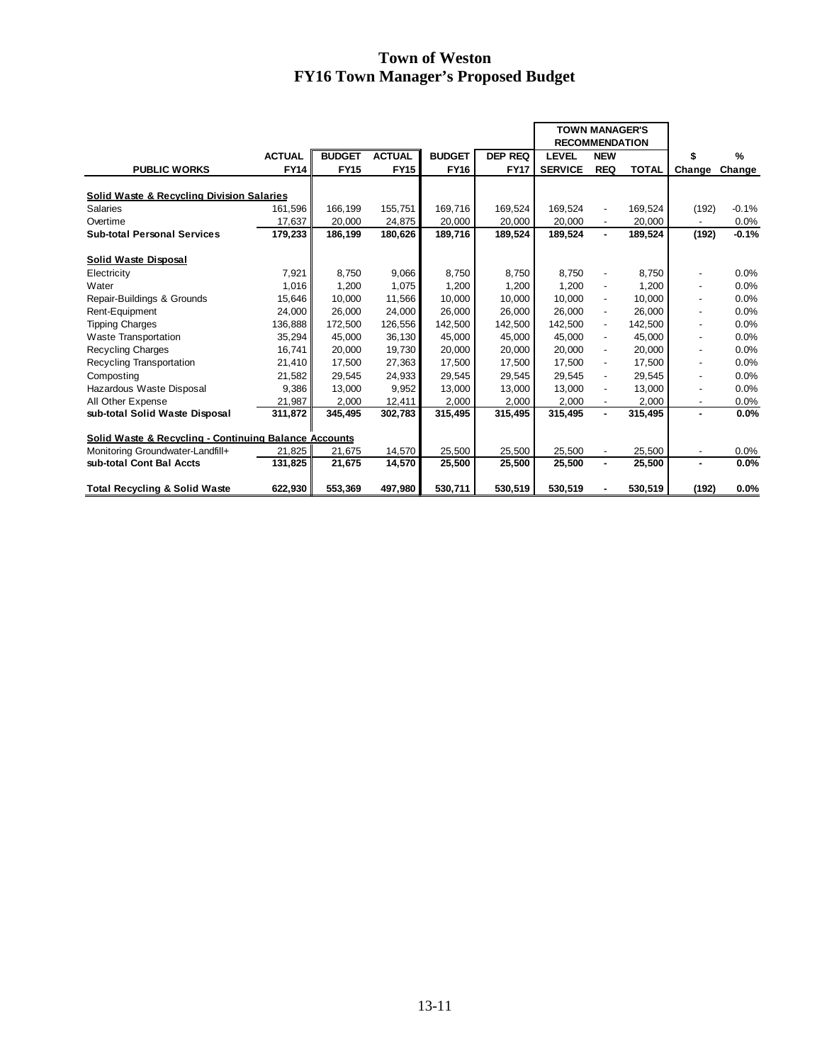# Town of Weston
## FY16 Town Manager's Proposed Budget

| PUBLIC WORKS | ACTUAL FY14 | BUDGET FY15 | ACTUAL FY15 | BUDGET FY16 | DEP REQ FY17 | TOWN MANAGER'S RECOMMENDATION LEVEL SERVICE | NEW REQ | TOTAL | $ Change | % Change |
|---|---|---|---|---|---|---|---|---|---|---|
| **Solid Waste & Recycling Division Salaries** | | | | | | | | | | |
| Salaries | 161,596 | 166,199 | 155,751 | 169,716 | 169,524 | 169,524 | - | 169,524 | (192) | -0.1% |
| Overtime | 17,637 | 20,000 | 24,875 | 20,000 | 20,000 | 20,000 | - | 20,000 | - | 0.0% |
| **Sub-total Personal Services** | **179,233** | **186,199** | **180,626** | **189,716** | **189,524** | **189,524** | **-** | **189,524** | **(192)** | **-0.1%** |
| **Solid Waste Disposal** | | | | | | | | | | |
| Electricity | 7,921 | 8,750 | 9,066 | 8,750 | 8,750 | 8,750 | - | 8,750 | - | 0.0% |
| Water | 1,016 | 1,200 | 1,075 | 1,200 | 1,200 | 1,200 | - | 1,200 | - | 0.0% |
| Repair-Buildings & Grounds | 15,646 | 10,000 | 11,566 | 10,000 | 10,000 | 10,000 | - | 10,000 | - | 0.0% |
| Rent-Equipment | 24,000 | 26,000 | 24,000 | 26,000 | 26,000 | 26,000 | - | 26,000 | - | 0.0% |
| Tipping Charges | 136,888 | 172,500 | 126,556 | 142,500 | 142,500 | 142,500 | - | 142,500 | - | 0.0% |
| Waste Transportation | 35,294 | 45,000 | 36,130 | 45,000 | 45,000 | 45,000 | - | 45,000 | - | 0.0% |
| Recycling Charges | 16,741 | 20,000 | 19,730 | 20,000 | 20,000 | 20,000 | - | 20,000 | - | 0.0% |
| Recycling Transportation | 21,410 | 17,500 | 27,363 | 17,500 | 17,500 | 17,500 | - | 17,500 | - | 0.0% |
| Composting | 21,582 | 29,545 | 24,933 | 29,545 | 29,545 | 29,545 | - | 29,545 | - | 0.0% |
| Hazardous Waste Disposal | 9,386 | 13,000 | 9,952 | 13,000 | 13,000 | 13,000 | - | 13,000 | - | 0.0% |
| All Other Expense | 21,987 | 2,000 | 12,411 | 2,000 | 2,000 | 2,000 | - | 2,000 | - | 0.0% |
| **sub-total Solid Waste Disposal** | **311,872** | **345,495** | **302,783** | **315,495** | **315,495** | **315,495** | **-** | **315,495** | **-** | **0.0%** |
| **Solid Waste & Recycling - Continuing Balance Accounts** | | | | | | | | | | |
| Monitoring Groundwater-Landfill+ | 21,825 | 21,675 | 14,570 | 25,500 | 25,500 | 25,500 | - | 25,500 | - | 0.0% |
| **sub-total Cont Bal Accts** | **131,825** | **21,675** | **14,570** | **25,500** | **25,500** | **25,500** | **-** | **25,500** | **-** | **0.0%** |
| **Total Recycling & Solid Waste** | **622,930** | **553,369** | **497,980** | **530,711** | **530,519** | **530,519** | **-** | **530,519** | **(192)** | **0.0%** |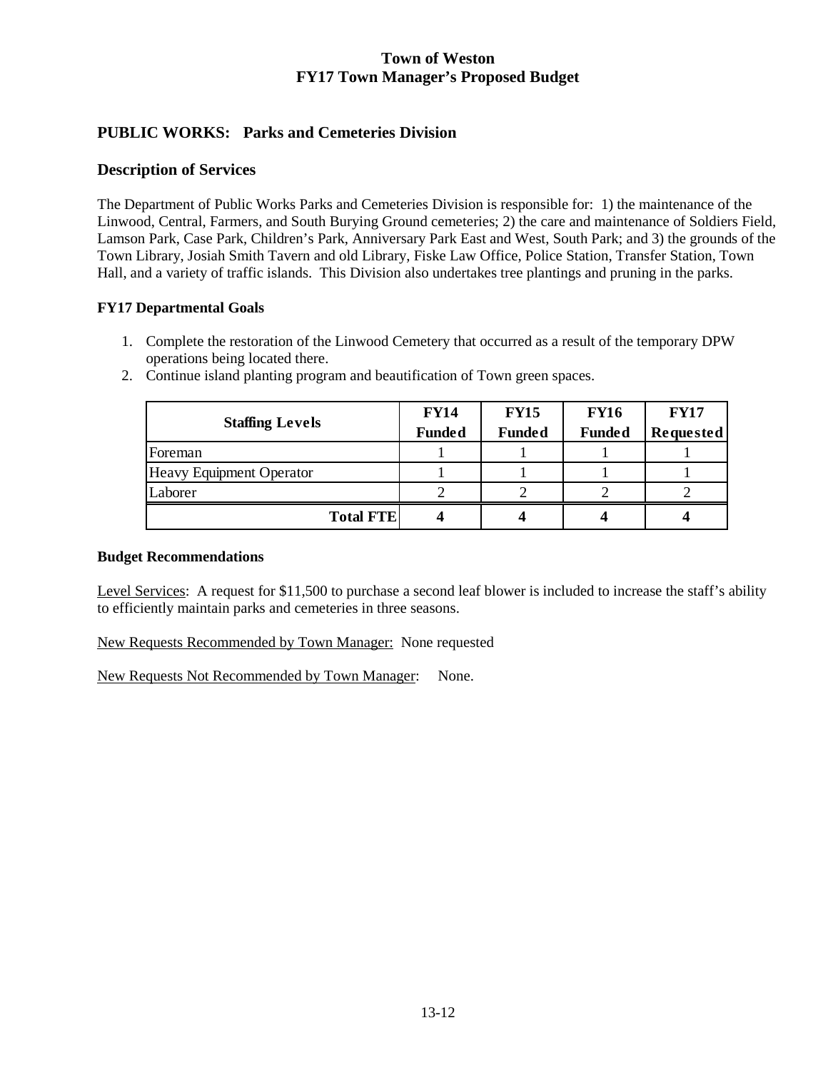# Town of Weston
## FY17 Town Manager's Proposed Budget

## PUBLIC WORKS: Parks and Cemeteries Division

### Description of Services

The Department of Public Works Parks and Cemeteries Division is responsible for: 1) the maintenance of the Linwood, Central, Farmers, and South Burying Ground cemeteries; 2) the care and maintenance of Soldiers Field, Lamson Park, Case Park, Children's Park, Anniversary Park East and West, South Park; and 3) the grounds of the Town Library, Josiah Smith Tavern and old Library, Fiske Law Office, Police Station, Transfer Station, Town Hall, and a variety of traffic islands. This Division also undertakes tree plantings and pruning in the parks.

**FY17 Departmental Goals**

1. Complete the restoration of the Linwood Cemetery that occurred as a result of the temporary DPW operations being located there.
2. Continue island planting program and beautification of Town green spaces.

| Staffing Levels | FY14 Funded | FY15 Funded | FY16 Funded | FY17 Requested |
|---|---|---|---|---|
| Foreman | 1 | 1 | 1 | 1 |
| Heavy Equipment Operator | 1 | 1 | 1 | 1 |
| Laborer | 2 | 2 | 2 | 2 |
| **Total FTE** | **4** | **4** | **4** | **4** |

**Budget Recommendations**

Level Services: A request for $11,500 to purchase a second leaf blower is included to increase the staff's ability to efficiently maintain parks and cemeteries in three seasons.

New Requests Recommended by Town Manager: None requested

New Requests Not Recommended by Town Manager: None.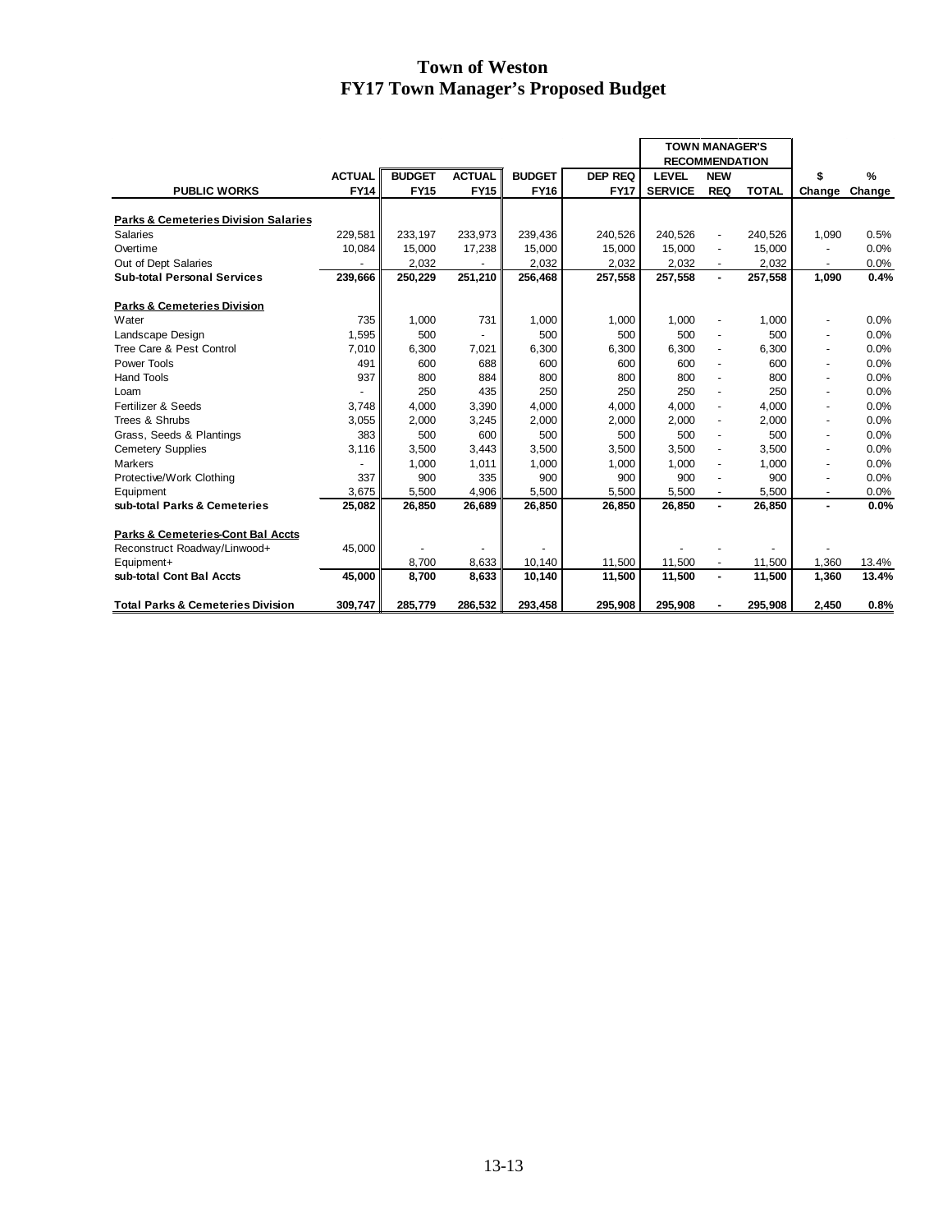# Town of Weston
## FY17 Town Manager's Proposed Budget

| PUBLIC WORKS | ACTUAL FY14 | BUDGET FY15 | ACTUAL FY15 | BUDGET FY16 | DEP REQ FY17 | TOWN MANAGER'S RECOMMENDATION LEVEL SERVICE | NEW REQ | TOTAL | $ Change | % Change |
|---|---|---|---|---|---|---|---|---|---|---|
| **Parks & Cemeteries Division Salaries** | | | | | | | | | | |
| Salaries | 229,581 | 233,197 | 233,973 | 239,436 | 240,526 | 240,526 | - | 240,526 | 1,090 | 0.5% |
| Overtime | 10,084 | 15,000 | 17,238 | 15,000 | 15,000 | 15,000 | - | 15,000 | - | 0.0% |
| Out of Dept Salaries | - | 2,032 | - | 2,032 | 2,032 | 2,032 | - | 2,032 | - | 0.0% |
| **Sub-total Personal Services** | **239,666** | **250,229** | **251,210** | **256,468** | **257,558** | **257,558** | **-** | **257,558** | **1,090** | **0.4%** |
| **Parks & Cemeteries Division** | | | | | | | | | | |
| Water | 735 | 1,000 | 731 | 1,000 | 1,000 | 1,000 | - | 1,000 | - | 0.0% |
| Landscape Design | 1,595 | 500 | - | 500 | 500 | 500 | - | 500 | - | 0.0% |
| Tree Care & Pest Control | 7,010 | 6,300 | 7,021 | 6,300 | 6,300 | 6,300 | - | 6,300 | - | 0.0% |
| Power Tools | 491 | 600 | 688 | 600 | 600 | 600 | - | 600 | - | 0.0% |
| Hand Tools | 937 | 800 | 884 | 800 | 800 | 800 | - | 800 | - | 0.0% |
| Loam | - | 250 | 435 | 250 | 250 | 250 | - | 250 | - | 0.0% |
| Fertilizer & Seeds | 3,748 | 4,000 | 3,390 | 4,000 | 4,000 | 4,000 | - | 4,000 | - | 0.0% |
| Trees & Shrubs | 3,055 | 2,000 | 3,245 | 2,000 | 2,000 | 2,000 | - | 2,000 | - | 0.0% |
| Grass, Seeds & Plantings | 383 | 500 | 600 | 500 | 500 | 500 | - | 500 | - | 0.0% |
| Cemetery Supplies | 3,116 | 3,500 | 3,443 | 3,500 | 3,500 | 3,500 | - | 3,500 | - | 0.0% |
| Markers | - | 1,000 | 1,011 | 1,000 | 1,000 | 1,000 | - | 1,000 | - | 0.0% |
| Protective/Work Clothing | 337 | 900 | 335 | 900 | 900 | 900 | - | 900 | - | 0.0% |
| Equipment | 3,675 | 5,500 | 4,906 | 5,500 | 5,500 | 5,500 | - | 5,500 | - | 0.0% |
| **sub-total Parks & Cemeteries** | **25,082** | **26,850** | **26,689** | **26,850** | **26,850** | **26,850** | **-** | **26,850** | **-** | **0.0%** |
| **Parks & Cemeteries-Cont Bal Accts** | | | | | | | | | | |
| Reconstruct Roadway/Linwood+ | 45,000 | - | - | - | | - | - | - | - | |
| Equipment+ | | 8,700 | 8,633 | 10,140 | 11,500 | 11,500 | - | 11,500 | 1,360 | 13.4% |
| **sub-total Cont Bal Accts** | **45,000** | **8,700** | **8,633** | **10,140** | **11,500** | **11,500** | **-** | **11,500** | **1,360** | **13.4%** |
| **Total Parks & Cemeteries Division** | **309,747** | **285,779** | **286,532** | **293,458** | **295,908** | **295,908** | **-** | **295,908** | **2,450** | **0.8%** |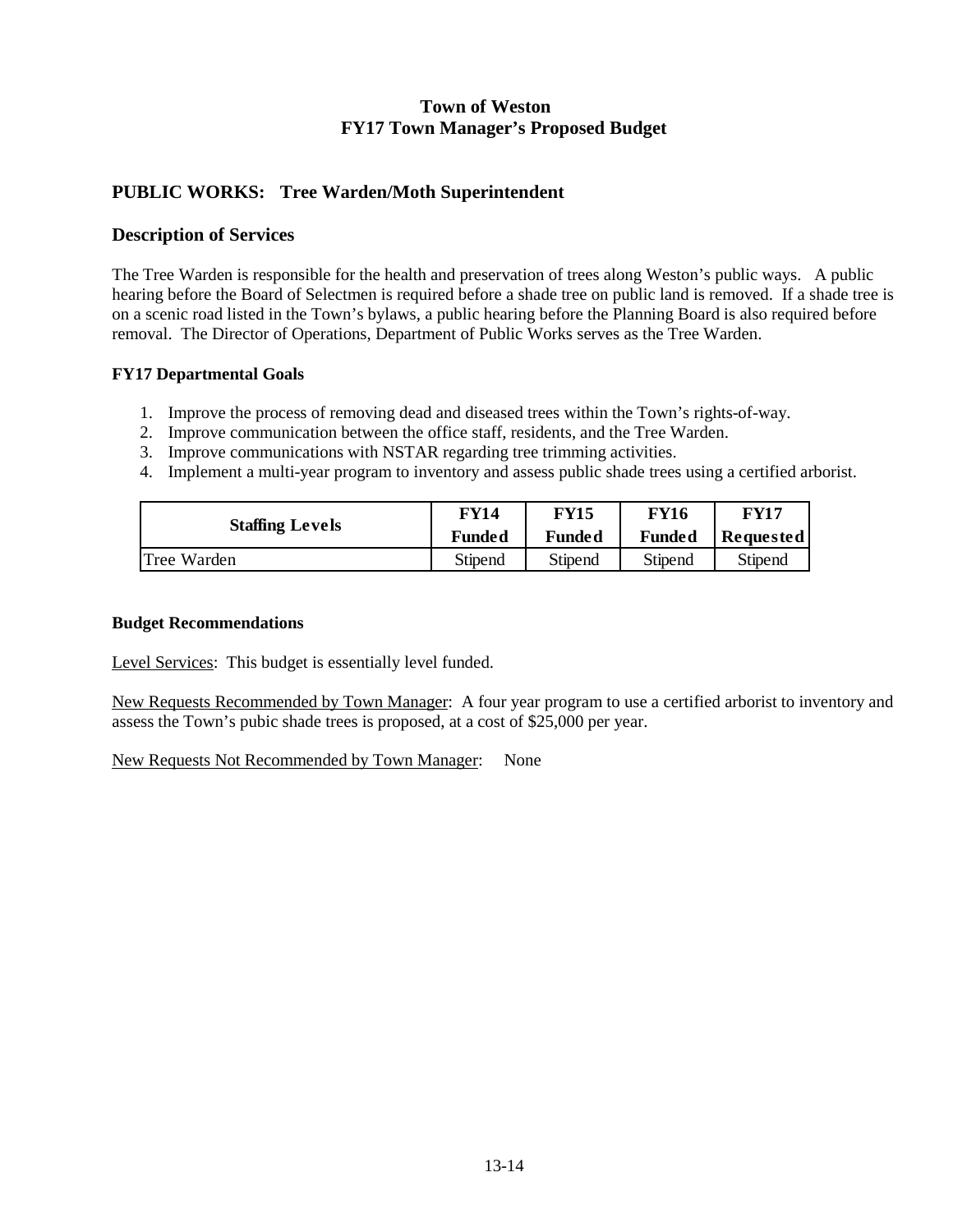**Town of Weston**
**FY17 Town Manager's Proposed Budget**

## PUBLIC WORKS: Tree Warden/Moth Superintendent

### Description of Services

The Tree Warden is responsible for the health and preservation of trees along Weston's public ways. A public hearing before the Board of Selectmen is required before a shade tree on public land is removed. If a shade tree is on a scenic road listed in the Town's bylaws, a public hearing before the Planning Board is also required before removal. The Director of Operations, Department of Public Works serves as the Tree Warden.

#### FY17 Departmental Goals

1. Improve the process of removing dead and diseased trees within the Town's rights-of-way.
2. Improve communication between the office staff, residents, and the Tree Warden.
3. Improve communications with NSTAR regarding tree trimming activities.
4. Implement a multi-year program to inventory and assess public shade trees using a certified arborist.

| Staffing Levels | FY14 Funded | FY15 Funded | FY16 Funded | FY17 Requested |
|---|---|---|---|---|
| Tree Warden | Stipend | Stipend | Stipend | Stipend |

#### Budget Recommendations

Level Services: This budget is essentially level funded.

New Requests Recommended by Town Manager: A four year program to use a certified arborist to inventory and assess the Town's pubic shade trees is proposed, at a cost of $25,000 per year.

New Requests Not Recommended by Town Manager: None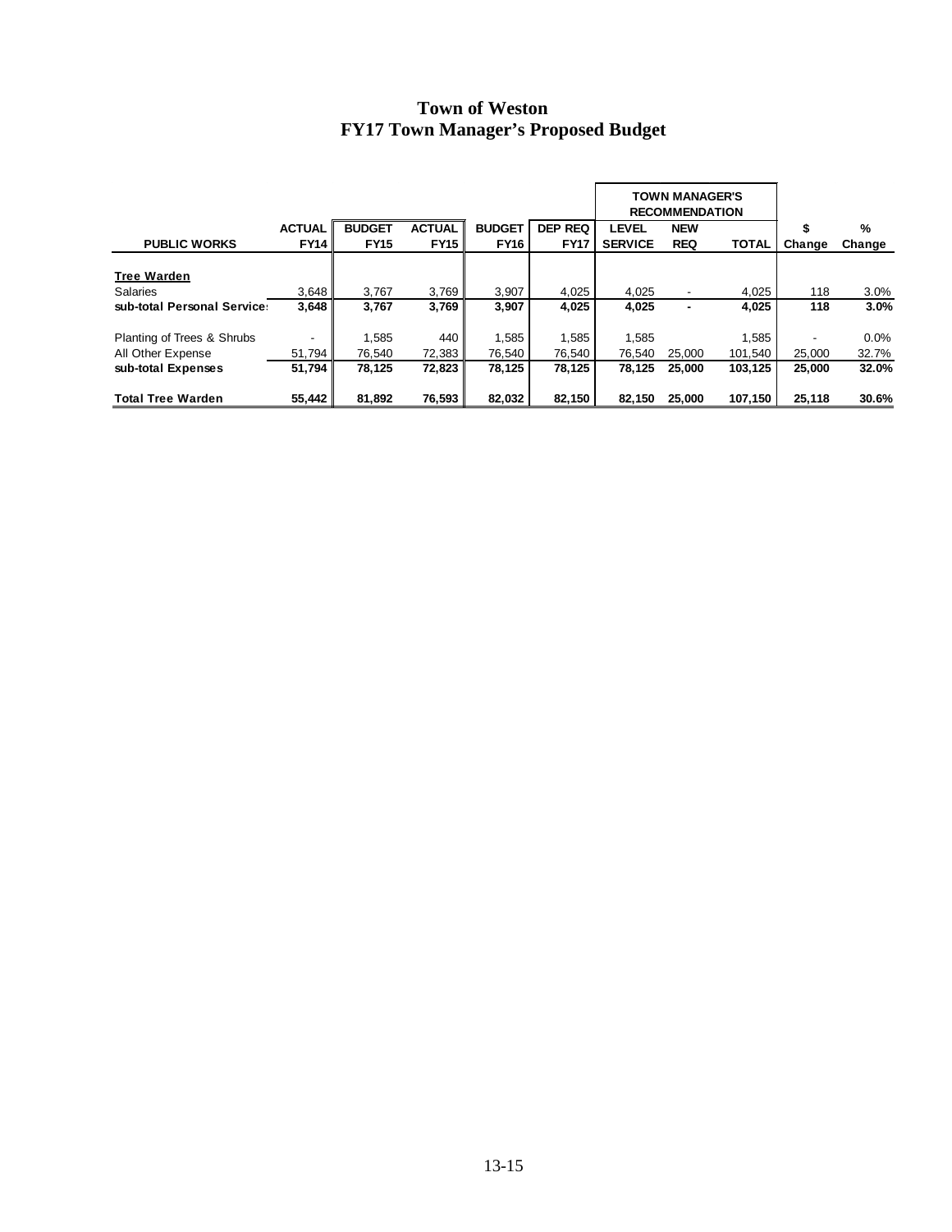# Town of Weston
## FY17 Town Manager's Proposed Budget

| PUBLIC WORKS | ACTUAL FY14 | BUDGET FY15 | ACTUAL FY15 | BUDGET FY16 | DEP REQ FY17 | TOWN MANAGER'S RECOMMENDATION LEVEL SERVICE | NEW REQ | TOTAL | $ Change | % Change |
|---|---|---|---|---|---|---|---|---|---|---|
| **Tree Warden** | | | | | | | | | | |
| Salaries | 3,648 | 3,767 | 3,769 | 3,907 | 4,025 | 4,025 | - | 4,025 | 118 | 3.0% |
| **sub-total Personal Service:** | **3,648** | **3,767** | **3,769** | **3,907** | **4,025** | **4,025** | **-** | **4,025** | **118** | **3.0%** |
| Planting of Trees & Shrubs | - | 1,585 | 440 | 1,585 | 1,585 | 1,585 | | 1,585 | - | 0.0% |
| All Other Expense | 51,794 | 76,540 | 72,383 | 76,540 | 76,540 | 76,540 | 25,000 | 101,540 | 25,000 | 32.7% |
| **sub-total Expenses** | **51,794** | **78,125** | **72,823** | **78,125** | **78,125** | **78,125** | **25,000** | **103,125** | **25,000** | **32.0%** |
| **Total Tree Warden** | **55,442** | **81,892** | **76,593** | **82,032** | **82,150** | **82,150** | **25,000** | **107,150** | **25,118** | **30.6%** |